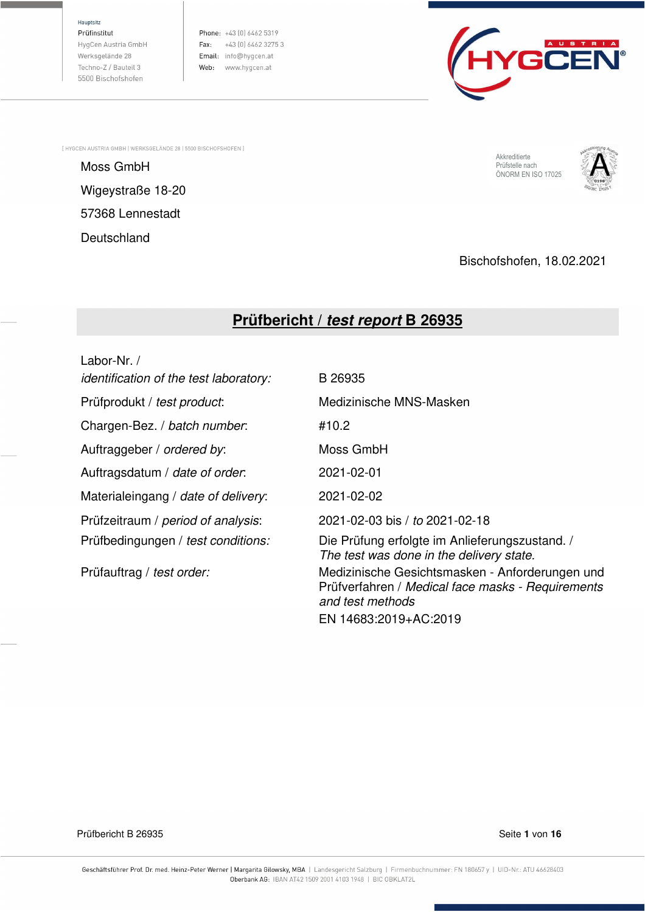Hauptsitz
Prüfinstitut
HygCen Austria GmbH
Werksgelände 28
Techno-Z / Bauteil 3
5500 Bischofshofen

Phone: +43 (0) 6462 5319
Fax: +43 (0) 6462 3275 3
Email: info@hygcen.at
Web: www.hygcen.at

HYGCEN® AUSTRIA

[ HYGCEN AUSTRIA GMBH | WERKSGELÄNDE 28 | 5500 BISCHOFSHOFEN ]

Moss GmbH
Wigeystraße 18-20
57368 Lennestadt
Deutschland

Akkreditierte Prüfstelle nach ÖNORM EN ISO 17025

Bischofshofen, 18.02.2021

# Prüfbericht / *test report* B 26935

| | |
|---|---|
| Labor-Nr. / *identification of the test laboratory:* | B 26935 |
| Prüfprodukt / *test product*: | Medizinische MNS-Masken |
| Chargen-Bez. / *batch number*: | #10.2 |
| Auftraggeber / *ordered by*: | Moss GmbH |
| Auftragsdatum / *date of order*: | 2021-02-01 |
| Materialeingang / *date of delivery*: | 2021-02-02 |
| Prüfzeitraum / *period of analysis*: | 2021-02-03 bis / *to* 2021-02-18 |
| Prüfbedingungen / *test conditions:* | Die Prüfung erfolgte im Anlieferungszustand. / *The test was done in the delivery state.* |
| Prüfauftrag / *test order:* | Medizinische Gesichtsmasken - Anforderungen und Prüfverfahren / *Medical face masks - Requirements and test methods* EN 14683:2019+AC:2019 |

Geschäftsführer Prof. Dr. med. Heinz-Peter Werner | Margarita Gilowsky, MBA | Landesgericht Salzburg | Firmenbuchnummer: FN 180657 y | UID-Nr.: ATU 46628403
Oberbank AG: IBAN AT42 1509 2001 4103 1948 | BIC OBKLAT2L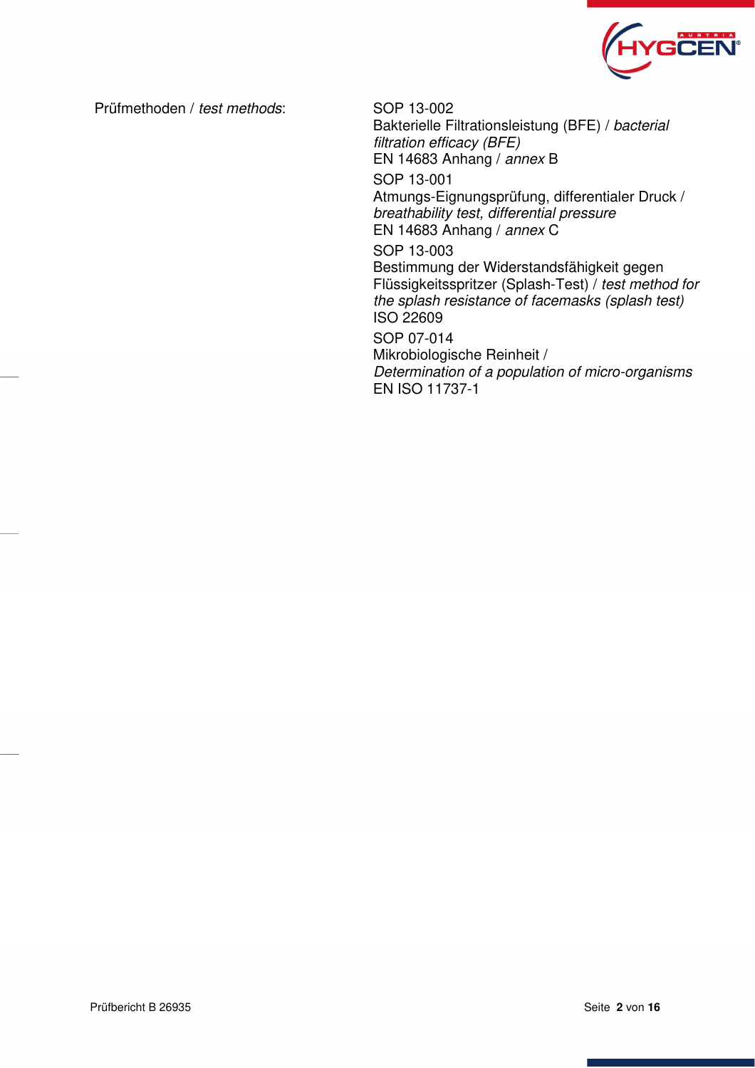Prüfmethoden / *test methods*:

SOP 13-002
Bakterielle Filtrationsleistung (BFE) / *bacterial filtration efficacy (BFE)*
EN 14683 Anhang / *annex* B

SOP 13-001
Atmungs-Eignungsprüfung, differentialer Druck / *breathability test, differential pressure*
EN 14683 Anhang / *annex* C

SOP 13-003
Bestimmung der Widerstandsfähigkeit gegen Flüssigkeitsspritzer (Splash-Test) / *test method for the splash resistance of facemasks (splash test)*
ISO 22609

SOP 07-014
Mikrobiologische Reinheit /
*Determination of a population of micro-organisms*
EN ISO 11737-1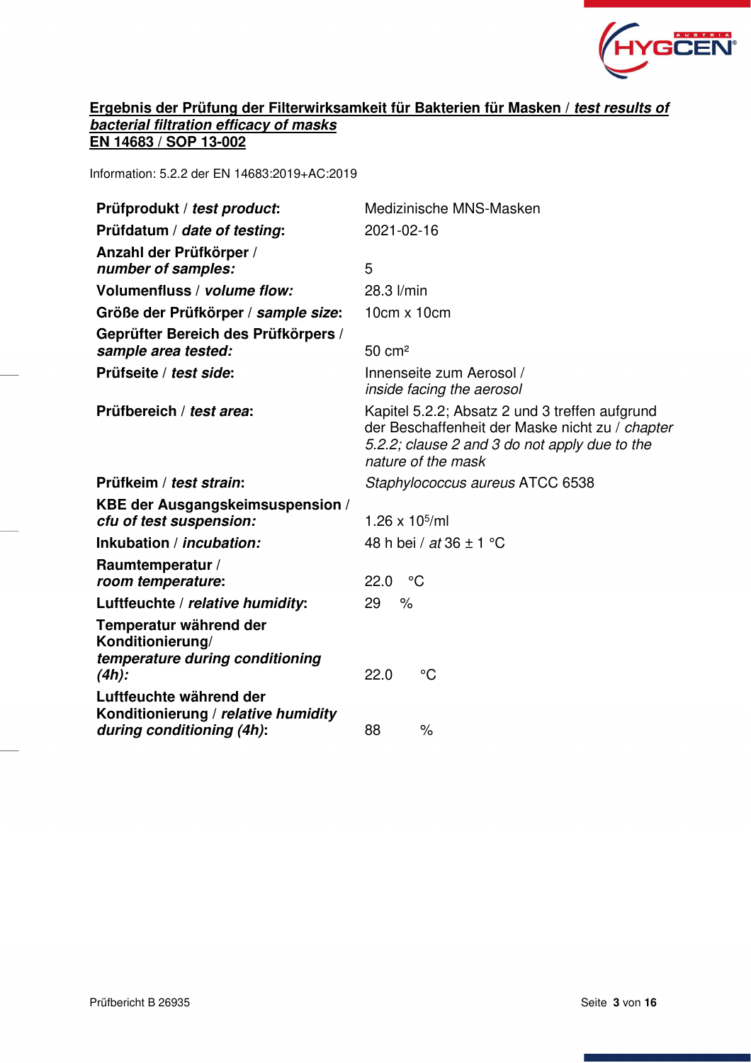## **Ergebnis der Prüfung der Filterwirksamkeit für Bakterien für Masken / *test results of bacterial filtration efficacy of masks***
## **EN 14683 / SOP 13-002**

Information: 5.2.2 der EN 14683:2019+AC:2019

| | |
|---|---|
| **Prüfprodukt / *test product*:** | Medizinische MNS-Masken |
| **Prüfdatum / *date of testing*:** | 2021-02-16 |
| **Anzahl der Prüfkörper / *number of samples:*** | 5 |
| **Volumenfluss / *volume flow:*** | 28.3 l/min |
| **Größe der Prüfkörper / *sample size*:** | 10cm x 10cm |
| **Geprüfter Bereich des Prüfkörpers / *sample area tested:*** | 50 cm² |
| **Prüfseite / *test side*:** | Innenseite zum Aerosol / *inside facing the aerosol* |
| **Prüfbereich / *test area*:** | Kapitel 5.2.2; Absatz 2 und 3 treffen aufgrund der Beschaffenheit der Maske nicht zu / *chapter 5.2.2; clause 2 and 3 do not apply due to the nature of the mask* |
| **Prüfkeim / *test strain*:** | *Staphylococcus aureus* ATCC 6538 |
| **KBE der Ausgangskeimsuspension / *cfu of test suspension:*** | $1.26 \times 10^5$/ml |
| **Inkubation / *incubation:*** | 48 h bei / *at* 36 ± 1 °C |
| **Raumtemperatur / *room temperature*:** | 22.0 °C |
| **Luftfeuchte / *relative humidity*:** | 29 % |
| **Temperatur während der Konditionierung/ *temperature during conditioning (4h):*** | 22.0 °C |
| **Luftfeuchte während der Konditionierung / *relative humidity during conditioning (4h)*:** | 88 % |

Prüfbericht B 26935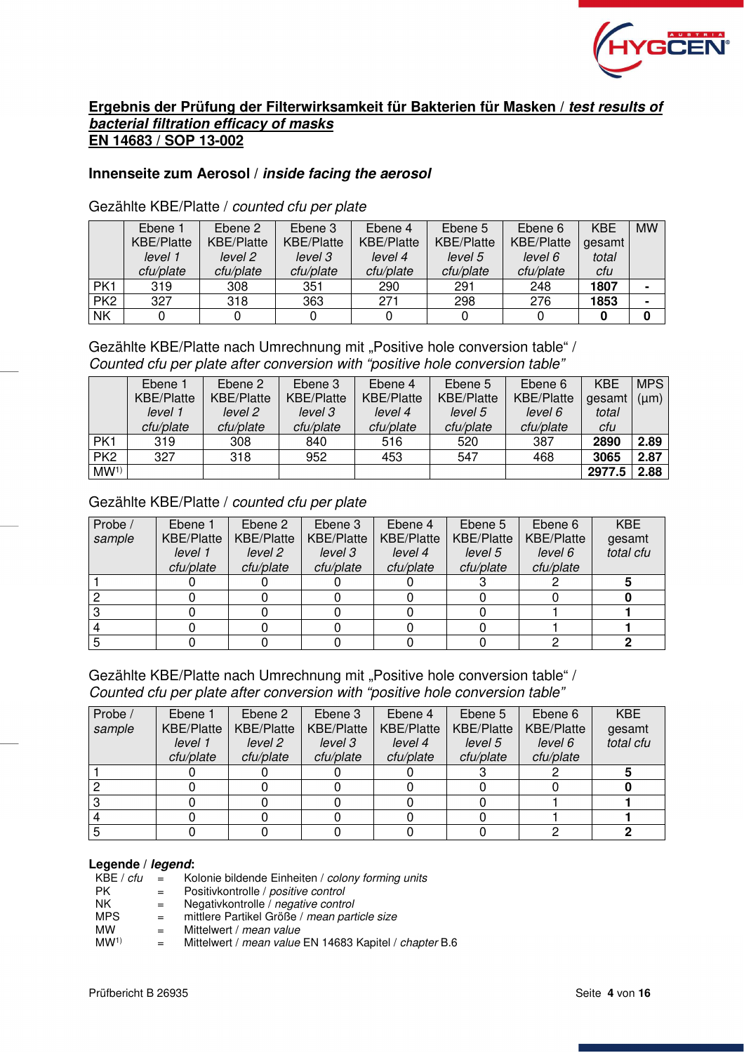## Ergebnis der Prüfung der Filterwirksamkeit für Bakterien für Masken / *test results of bacterial filtration efficacy of masks*

## EN 14683 / SOP 13-002

### Innenseite zum Aerosol / *inside facing the aerosol*

Gezählte KBE/Platte / *counted cfu per plate*

| | Ebene 1 KBE/Platte *level 1 cfu/plate* | Ebene 2 KBE/Platte *level 2 cfu/plate* | Ebene 3 KBE/Platte *level 3 cfu/plate* | Ebene 4 KBE/Platte *level 4 cfu/plate* | Ebene 5 KBE/Platte *level 5 cfu/plate* | Ebene 6 KBE/Platte *level 6 cfu/plate* | KBE gesamt *total cfu* | MW |
|---|---|---|---|---|---|---|---|---|
| PK1 | 319 | 308 | 351 | 290 | 291 | 248 | **1807** | **-** |
| PK2 | 327 | 318 | 363 | 271 | 298 | 276 | **1853** | **-** |
| NK | 0 | 0 | 0 | 0 | 0 | 0 | **0** | **0** |

Gezählte KBE/Platte nach Umrechnung mit „Positive hole conversion table" /
*Counted cfu per plate after conversion with "positive hole conversion table"*

| | Ebene 1 KBE/Platte *level 1 cfu/plate* | Ebene 2 KBE/Platte *level 2 cfu/plate* | Ebene 3 KBE/Platte *level 3 cfu/plate* | Ebene 4 KBE/Platte *level 4 cfu/plate* | Ebene 5 KBE/Platte *level 5 cfu/plate* | Ebene 6 KBE/Platte *level 6 cfu/plate* | KBE gesamt *total cfu* | MPS (µm) |
|---|---|---|---|---|---|---|---|---|
| PK1 | 319 | 308 | 840 | 516 | 520 | 387 | **2890** | **2.89** |
| PK2 | 327 | 318 | 952 | 453 | 547 | 468 | **3065** | **2.87** |
| MW[1)] | | | | | | | **2977.5** | **2.88** |

Gezählte KBE/Platte / *counted cfu per plate*

| Probe / *sample* | Ebene 1 KBE/Platte *level 1 cfu/plate* | Ebene 2 KBE/Platte *level 2 cfu/plate* | Ebene 3 KBE/Platte *level 3 cfu/plate* | Ebene 4 KBE/Platte *level 4 cfu/plate* | Ebene 5 KBE/Platte *level 5 cfu/plate* | Ebene 6 KBE/Platte *level 6 cfu/plate* | KBE gesamt *total cfu* |
|---|---|---|---|---|---|---|---|
| 1 | 0 | 0 | 0 | 0 | 3 | 2 | **5** |
| 2 | 0 | 0 | 0 | 0 | 0 | 0 | **0** |
| 3 | 0 | 0 | 0 | 0 | 0 | 1 | **1** |
| 4 | 0 | 0 | 0 | 0 | 0 | 1 | **1** |
| 5 | 0 | 0 | 0 | 0 | 0 | 2 | **2** |

Gezählte KBE/Platte nach Umrechnung mit „Positive hole conversion table" /
*Counted cfu per plate after conversion with "positive hole conversion table"*

| Probe / *sample* | Ebene 1 KBE/Platte *level 1 cfu/plate* | Ebene 2 KBE/Platte *level 2 cfu/plate* | Ebene 3 KBE/Platte *level 3 cfu/plate* | Ebene 4 KBE/Platte *level 4 cfu/plate* | Ebene 5 KBE/Platte *level 5 cfu/plate* | Ebene 6 KBE/Platte *level 6 cfu/plate* | KBE gesamt *total cfu* |
|---|---|---|---|---|---|---|---|
| 1 | 0 | 0 | 0 | 0 | 3 | 2 | **5** |
| 2 | 0 | 0 | 0 | 0 | 0 | 0 | **0** |
| 3 | 0 | 0 | 0 | 0 | 0 | 1 | **1** |
| 4 | 0 | 0 | 0 | 0 | 0 | 1 | **1** |
| 5 | 0 | 0 | 0 | 0 | 0 | 2 | **2** |

**Legende / *legend*:**

- KBE / *cfu* = Kolonie bildende Einheiten / *colony forming units*
- PK = Positivkontrolle / *positive control*
- NK = Negativkontrolle / *negative control*
- MPS = mittlere Partikel Größe / *mean particle size*
- MW = Mittelwert / *mean value*
- MW[1)] = Mittelwert / *mean value* EN 14683 Kapitel / *chapter* B.6

Prüfbericht B 26935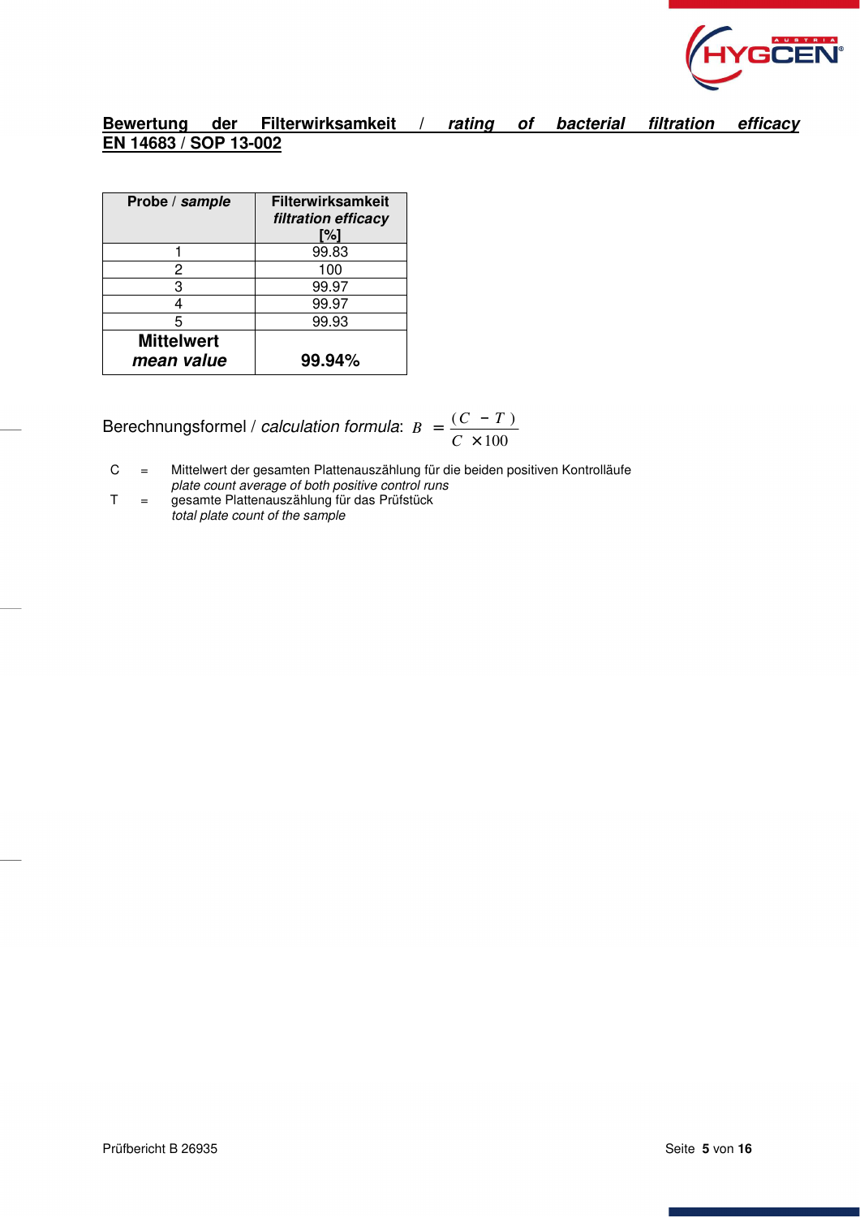**Bewertung der Filterwirksamkeit / *rating of bacterial filtration efficacy***
**EN 14683 / SOP 13-002**

| Probe / *sample* | Filterwirksamkeit *filtration efficacy* [%] |
|---|---|
| 1 | 99.83 |
| 2 | 100 |
| 3 | 99.97 |
| 4 | 99.97 |
| 5 | 99.93 |
| **Mittelwert *mean value*** | **99.94%** |

Berechnungsformel / *calculation formula*: $B = \frac{(C - T)}{C} \times 100$

C = Mittelwert der gesamten Plattenauszählung für die beiden positiven Kontrolläufe
*plate count average of both positive control runs*

T = gesamte Plattenauszählung für das Prüfstück
*total plate count of the sample*

Prüfbericht B 26935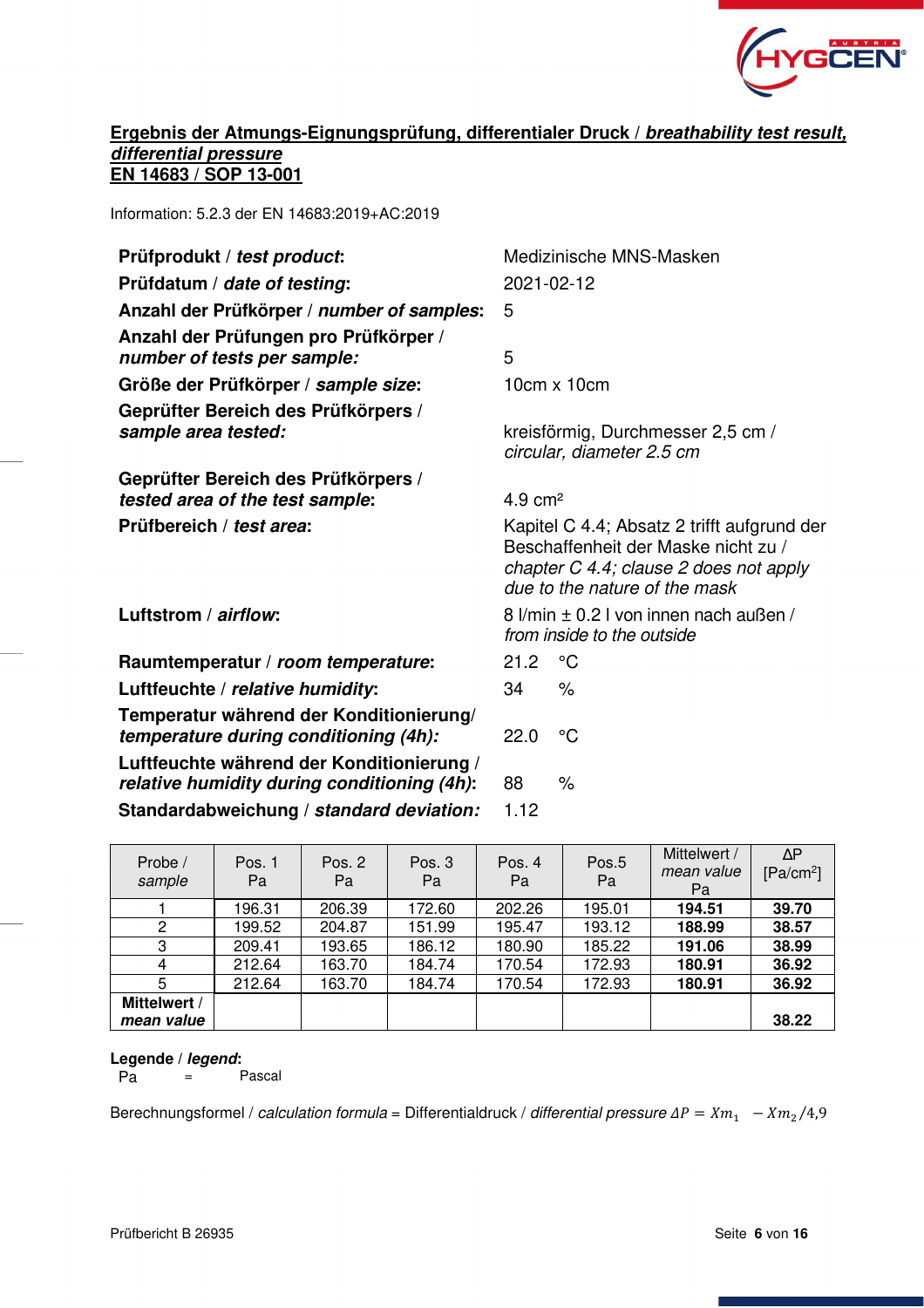## Ergebnis der Atmungs-Eignungsprüfung, differentialer Druck / *breathability test result, differential pressure*
## EN 14683 / SOP 13-001

Information: 5.2.3 der EN 14683:2019+AC:2019

| | |
|---|---|
| **Prüfprodukt / *test product*:** | Medizinische MNS-Masken |
| **Prüfdatum / *date of testing*:** | 2021-02-12 |
| **Anzahl der Prüfkörper / *number of samples*:** | 5 |
| **Anzahl der Prüfungen pro Prüfkörper / *number of tests per sample:*** | 5 |
| **Größe der Prüfkörper / *sample size*:** | 10cm x 10cm |
| **Geprüfter Bereich des Prüfkörpers / *sample area tested:*** | kreisförmig, Durchmesser 2,5 cm / *circular, diameter 2.5 cm* |
| **Geprüfter Bereich des Prüfkörpers / *tested area of the test sample*:** | 4.9 cm² |
| **Prüfbereich / *test area*:** | Kapitel C 4.4; Absatz 2 trifft aufgrund der Beschaffenheit der Maske nicht zu / *chapter C 4.4; clause 2 does not apply due to the nature of the mask* |
| **Luftstrom / *airflow*:** | 8 l/min ± 0.2 l von innen nach außen / *from inside to the outside* |
| **Raumtemperatur / *room temperature*:** | 21.2 °C |
| **Luftfeuchte / *relative humidity*:** | 34 % |
| **Temperatur während der Konditionierung/ *temperature during conditioning (4h):*** | 22.0 °C |
| **Luftfeuchte während der Konditionierung / *relative humidity during conditioning (4h)*:** | 88 % |
| **Standardabweichung / *standard deviation:*** | 1.12 |

| Probe / *sample* | Pos. 1 Pa | Pos. 2 Pa | Pos. 3 Pa | Pos. 4 Pa | Pos.5 Pa | Mittelwert / *mean value* Pa | ΔP [Pa/cm²] |
|---|---|---|---|---|---|---|---|
| 1 | 196.31 | 206.39 | 172.60 | 202.26 | 195.01 | **194.51** | **39.70** |
| 2 | 199.52 | 204.87 | 151.99 | 195.47 | 193.12 | **188.99** | **38.57** |
| 3 | 209.41 | 193.65 | 186.12 | 180.90 | 185.22 | **191.06** | **38.99** |
| 4 | 212.64 | 163.70 | 184.74 | 170.54 | 172.93 | **180.91** | **36.92** |
| 5 | 212.64 | 163.70 | 184.74 | 170.54 | 172.93 | **180.91** | **36.92** |
| **Mittelwert / *mean value*** | | | | | | | **38.22** |

**Legende / *legend*:**
Pa = Pascal

Berechnungsformel / *calculation formula* = Differentialdruck / *differential pressure* $\Delta P = Xm_1 \; - Xm_2/4{,}9$

Prüfbericht B 26935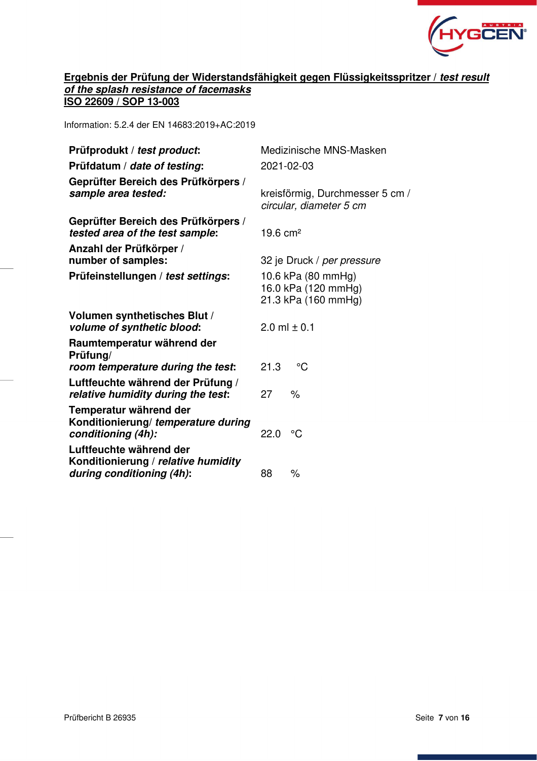**<u>Ergebnis der Prüfung der Widerstandsfähigkeit gegen Flüssigkeitsspritzer / *test result of the splash resistance of facemasks*</u>**
**<u>ISO 22609 / SOP 13-003</u>**

Information: 5.2.4 der EN 14683:2019+AC:2019

| | |
|---|---|
| **Prüfprodukt / *test product*:** | Medizinische MNS-Masken |
| **Prüfdatum / *date of testing*:** | 2021-02-03 |
| **Geprüfter Bereich des Prüfkörpers / *sample area tested:*** | kreisförmig, Durchmesser 5 cm / *circular, diameter 5 cm* |
| **Geprüfter Bereich des Prüfkörpers / *tested area of the test sample*:** | 19.6 cm² |
| **Anzahl der Prüfkörper / number of samples:** | 32 je Druck / *per pressure* |
| **Prüfeinstellungen / *test settings*:** | 10.6 kPa (80 mmHg)<br>16.0 kPa (120 mmHg)<br>21.3 kPa (160 mmHg) |
| **Volumen synthetisches Blut / *volume of synthetic blood*:** | 2.0 ml ± 0.1 |
| **Raumtemperatur während der Prüfung/ *room temperature during the test*:** | 21.3 °C |
| **Luftfeuchte während der Prüfung / *relative humidity during the test*:** | 27 % |
| **Temperatur während der Konditionierung/ *temperature during conditioning (4h):*** | 22.0 °C |
| **Luftfeuchte während der Konditionierung / *relative humidity during conditioning (4h)*:** | 88 % |

Prüfbericht B 26935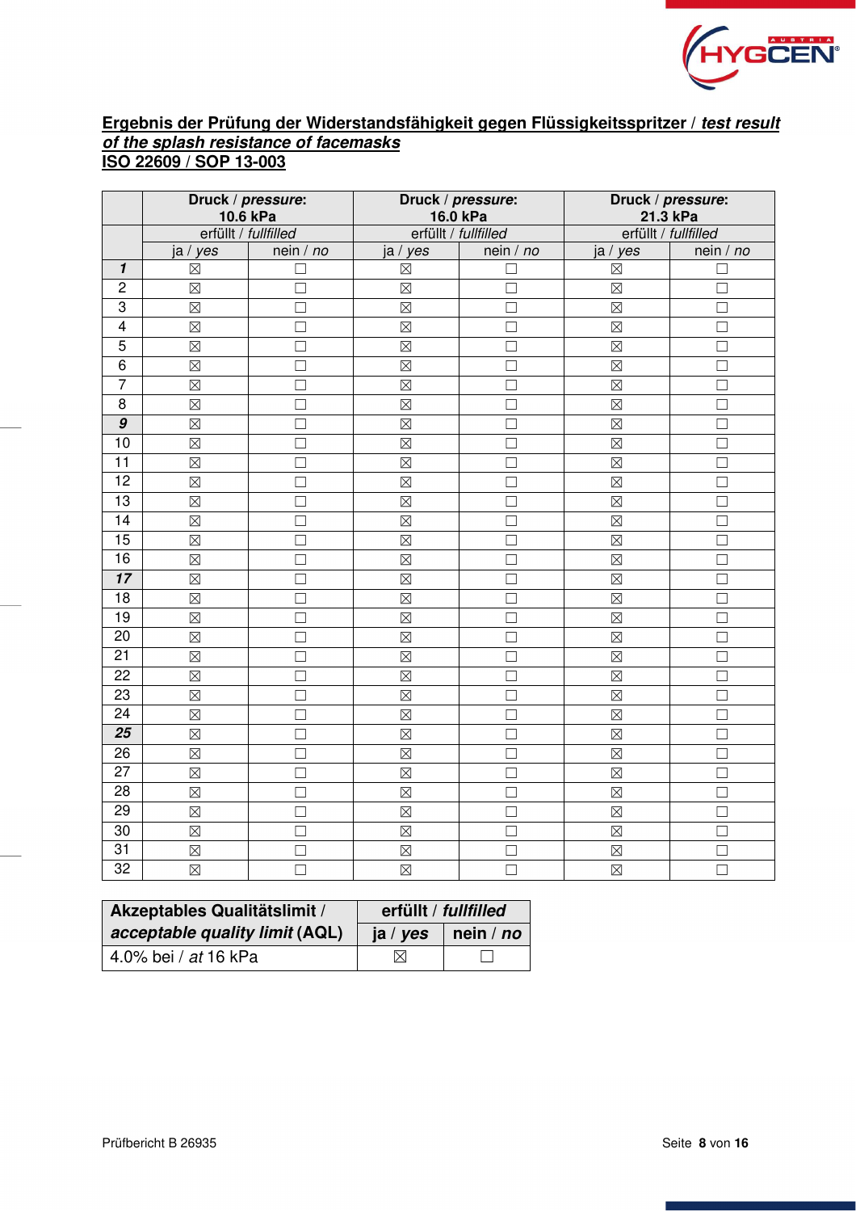**Ergebnis der Prüfung der Widerstandsfähigkeit gegen Flüssigkeitsspritzer / *test result of the splash resistance of facemasks***
**ISO 22609 / SOP 13-003**

| | **Druck** / ***pressure*: 10.6 kPa** | | **Druck** / ***pressure*: 16.0 kPa** | | **Druck** / ***pressure*: 21.3 kPa** | |
|---|---|---|---|---|---|---|
| | erfüllt / *fullfilled* | | erfüllt / *fullfilled* | | erfüllt / *fullfilled* | |
| | ja / *yes* | nein / *no* | ja / *yes* | nein / *no* | ja / *yes* | nein / *no* |
| ***1*** | ☒ | ☐ | ☒ | ☐ | ☒ | ☐ |
| 2 | ☒ | ☐ | ☒ | ☐ | ☒ | ☐ |
| 3 | ☒ | ☐ | ☒ | ☐ | ☒ | ☐ |
| 4 | ☒ | ☐ | ☒ | ☐ | ☒ | ☐ |
| 5 | ☒ | ☐ | ☒ | ☐ | ☒ | ☐ |
| 6 | ☒ | ☐ | ☒ | ☐ | ☒ | ☐ |
| 7 | ☒ | ☐ | ☒ | ☐ | ☒ | ☐ |
| 8 | ☒ | ☐ | ☒ | ☐ | ☒ | ☐ |
| ***9*** | ☒ | ☐ | ☒ | ☐ | ☒ | ☐ |
| 10 | ☒ | ☐ | ☒ | ☐ | ☒ | ☐ |
| 11 | ☒ | ☐ | ☒ | ☐ | ☒ | ☐ |
| 12 | ☒ | ☐ | ☒ | ☐ | ☒ | ☐ |
| 13 | ☒ | ☐ | ☒ | ☐ | ☒ | ☐ |
| 14 | ☒ | ☐ | ☒ | ☐ | ☒ | ☐ |
| 15 | ☒ | ☐ | ☒ | ☐ | ☒ | ☐ |
| 16 | ☒ | ☐ | ☒ | ☐ | ☒ | ☐ |
| ***17*** | ☒ | ☐ | ☒ | ☐ | ☒ | ☐ |
| 18 | ☒ | ☐ | ☒ | ☐ | ☒ | ☐ |
| 19 | ☒ | ☐ | ☒ | ☐ | ☒ | ☐ |
| 20 | ☒ | ☐ | ☒ | ☐ | ☒ | ☐ |
| 21 | ☒ | ☐ | ☒ | ☐ | ☒ | ☐ |
| 22 | ☒ | ☐ | ☒ | ☐ | ☒ | ☐ |
| 23 | ☒ | ☐ | ☒ | ☐ | ☒ | ☐ |
| 24 | ☒ | ☐ | ☒ | ☐ | ☒ | ☐ |
| ***25*** | ☒ | ☐ | ☒ | ☐ | ☒ | ☐ |
| 26 | ☒ | ☐ | ☒ | ☐ | ☒ | ☐ |
| 27 | ☒ | ☐ | ☒ | ☐ | ☒ | ☐ |
| 28 | ☒ | ☐ | ☒ | ☐ | ☒ | ☐ |
| 29 | ☒ | ☐ | ☒ | ☐ | ☒ | ☐ |
| 30 | ☒ | ☐ | ☒ | ☐ | ☒ | ☐ |
| 31 | ☒ | ☐ | ☒ | ☐ | ☒ | ☐ |
| 32 | ☒ | ☐ | ☒ | ☐ | ☒ | ☐ |

| **Akzeptables Qualitätslimit / *acceptable quality limit* (AQL)** | **erfüllt / *fullfilled*** | |
|---|---|---|
| | **ja / *yes*** | **nein / *no*** |
| 4.0% bei / *at* 16 kPa | ☒ | ☐ |

Prüfbericht B 26935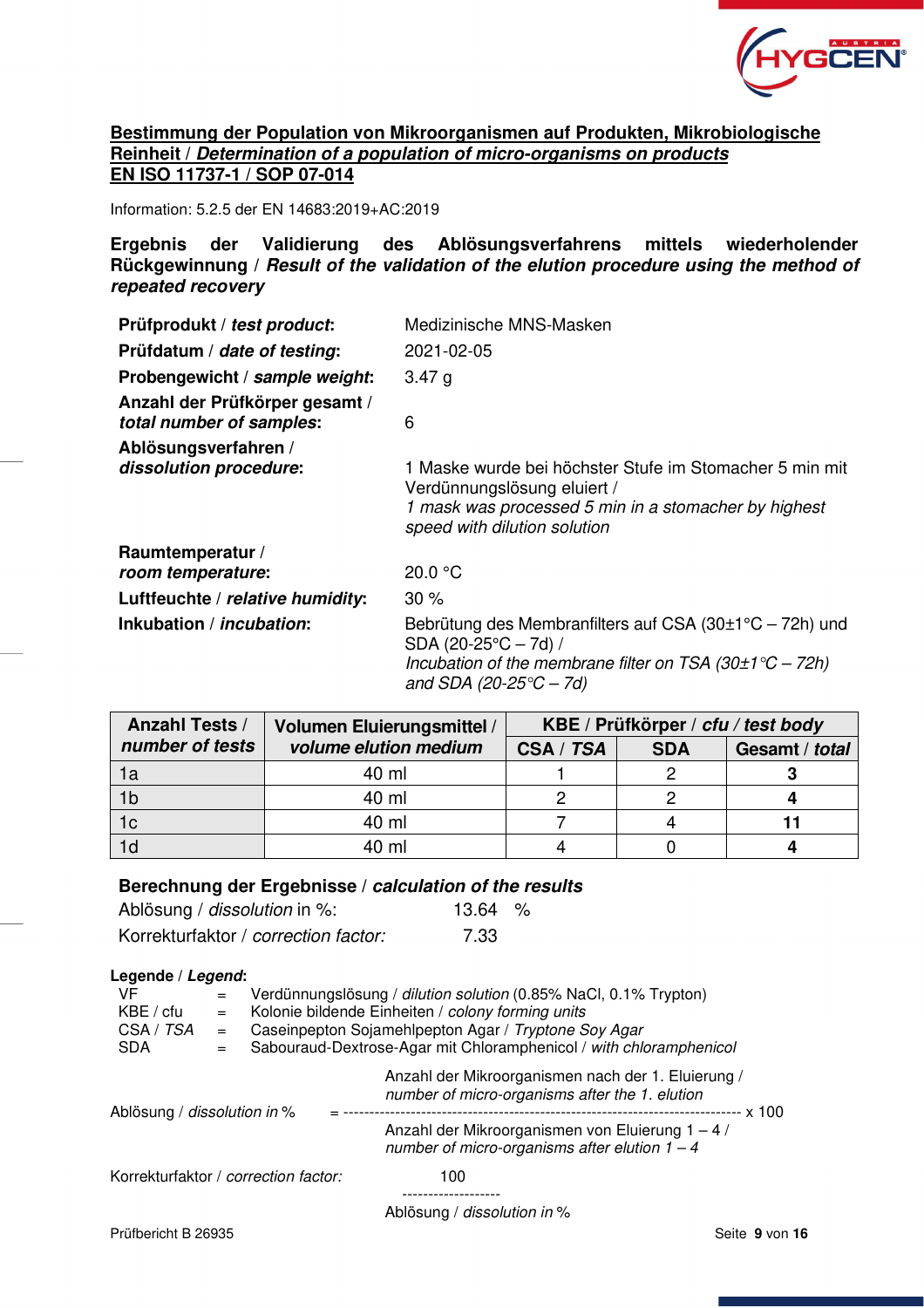**Bestimmung der Population von Mikroorganismen auf Produkten, Mikrobiologische Reinheit / *Determination of a population of micro-organisms on products***
**EN ISO 11737-1 / SOP 07-014**

Information: 5.2.5 der EN 14683:2019+AC:2019

**Ergebnis der Validierung des Ablösungsverfahrens mittels wiederholender Rückgewinnung / *Result of the validation of the elution procedure using the method of repeated recovery***

| | |
|---|---|
| **Prüfprodukt / *test product*:** | Medizinische MNS-Masken |
| **Prüfdatum / *date of testing*:** | 2021-02-05 |
| **Probengewicht / *sample weight*:** | 3.47 g |
| **Anzahl der Prüfkörper gesamt / *total number of samples*:** | 6 |
| **Ablösungsverfahren / *dissolution procedure*:** | 1 Maske wurde bei höchster Stufe im Stomacher 5 min mit Verdünnungslösung eluiert / *1 mask was processed 5 min in a stomacher by highest speed with dilution solution* |
| **Raumtemperatur / *room temperature*:** | 20.0 °C |
| **Luftfeuchte / *relative humidity*:** | 30 % |
| **Inkubation / *incubation*:** | Bebrütung des Membranfilters auf CSA (30±1°C – 72h) und SDA (20-25°C – 7d) / *Incubation of the membrane filter on TSA (30±1°C – 72h) and SDA (20-25°C – 7d)* |

| Anzahl Tests / *number of tests* | Volumen Eluierungsmittel / *volume elution medium* | KBE / Prüfkörper / *cfu / test body* | | |
|---|---|---|---|---|
| | | CSA / *TSA* | SDA | Gesamt / *total* |
| 1a | 40 ml | 1 | 2 | **3** |
| 1b | 40 ml | 2 | 2 | **4** |
| 1c | 40 ml | 7 | 4 | **11** |
| 1d | 40 ml | 4 | 0 | **4** |

**Berechnung der Ergebnisse / *calculation of the results***

Ablösung / *dissolution* in %: 13.64 %

Korrekturfaktor / *correction factor:* 7.33

**Legende / *Legend*:**

- VF = Verdünnungslösung / *dilution solution* (0.85% NaCl, 0.1% Trypton)
- KBE / cfu = Kolonie bildende Einheiten / *colony forming units*
- CSA / *TSA* = Caseinpepton Sojamehlpepton Agar / *Tryptone Soy Agar*
- SDA = Sabouraud-Dextrose-Agar mit Chloramphenicol / *with chloramphenicol*

$$\text{Ablösung / dissolution in \%} = \frac{\text{Anzahl der Mikroorganismen nach der 1. Eluierung / number of micro-organisms after the 1. elution}}{\text{Anzahl der Mikroorganismen von Eluierung 1 – 4 / number of micro-organisms after elution 1 – 4}} \times 100$$

$$\text{Korrekturfaktor / correction factor:} \quad \frac{100}{\text{Ablösung / dissolution in \%}}$$

Prüfbericht B 26935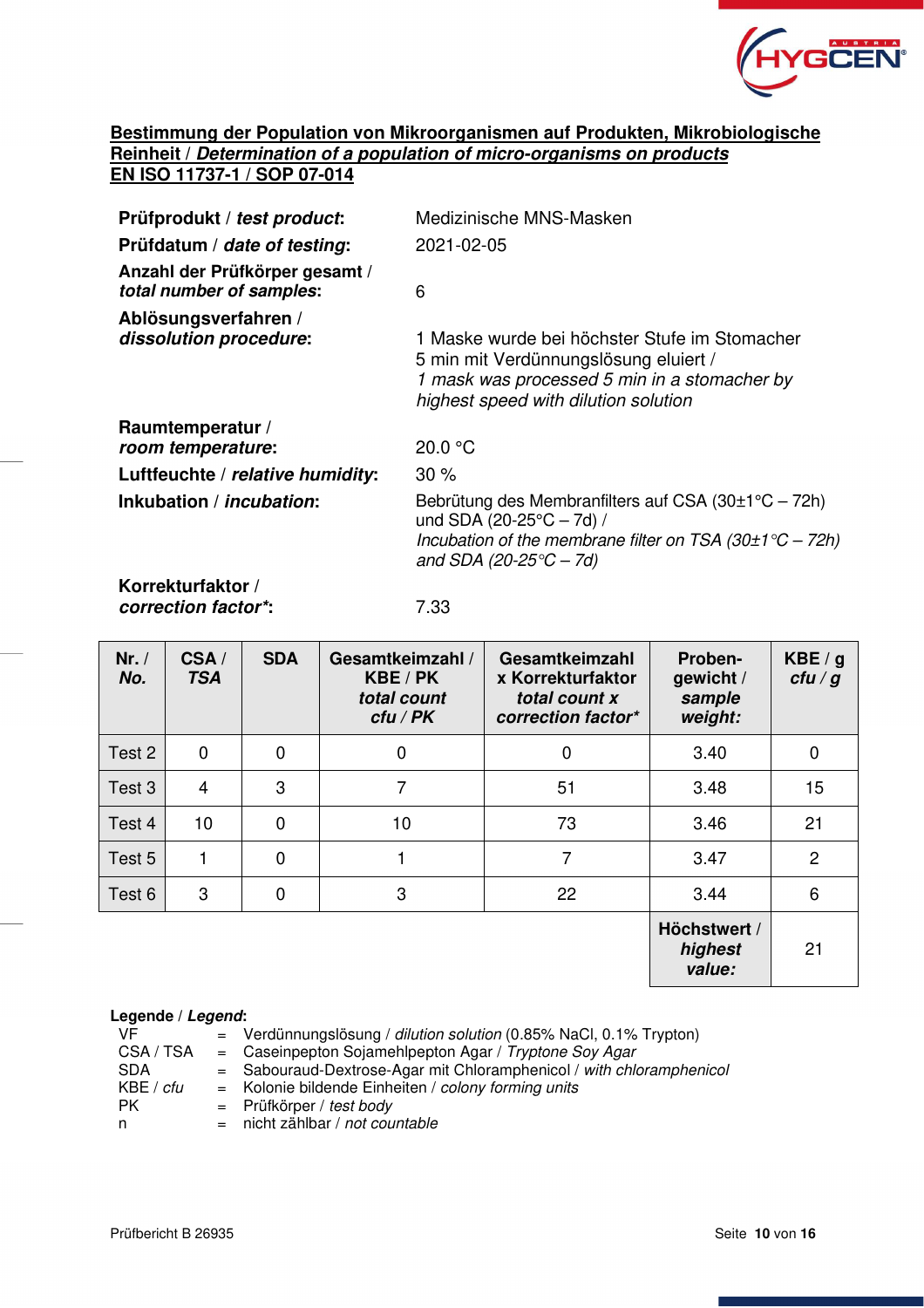## Bestimmung der Population von Mikroorganismen auf Produkten, Mikrobiologische Reinheit / *Determination of a population of micro-organisms on products*
## EN ISO 11737-1 / SOP 07-014

| | |
|---|---|
| **Prüfprodukt** / ***test product***: | Medizinische MNS-Masken |
| **Prüfdatum** / ***date of testing***: | 2021-02-05 |
| **Anzahl der Prüfkörper gesamt** / ***total number of samples***: | 6 |
| **Ablösungsverfahren** / ***dissolution procedure***: | 1 Maske wurde bei höchster Stufe im Stomacher 5 min mit Verdünnungslösung eluiert / *1 mask was processed 5 min in a stomacher by highest speed with dilution solution* |
| **Raumtemperatur** / ***room temperature***: | 20.0 °C |
| **Luftfeuchte** / ***relative humidity***: | 30 % |
| **Inkubation** / ***incubation***: | Bebrütung des Membranfilters auf CSA (30±1°C – 72h) und SDA (20-25°C – 7d) / *Incubation of the membrane filter on TSA (30±1°C – 72h) and SDA (20-25°C – 7d)* |
| **Korrekturfaktor** / ***correction factor****: | 7.33 |

| **Nr.** / ***No.*** | **CSA** / ***TSA*** | **SDA** | **Gesamtkeimzahl** / **KBE / PK** ***total count cfu / PK*** | **Gesamtkeimzahl x Korrekturfaktor** ***total count x correction factor**** | **Proben-gewicht** / ***sample weight:*** | **KBE / g** ***cfu / g*** |
|---|---|---|---|---|---|---|
| Test 2 | 0 | 0 | 0 | 0 | 3.40 | 0 |
| Test 3 | 4 | 3 | 7 | 51 | 3.48 | 15 |
| Test 4 | 10 | 0 | 10 | 73 | 3.46 | 21 |
| Test 5 | 1 | 0 | 1 | 7 | 3.47 | 2 |
| Test 6 | 3 | 0 | 3 | 22 | 3.44 | 6 |
| | | | | | **Höchstwert** / ***highest value:*** | 21 |

**Legende** / ***Legend***:

| | | |
|---|---|---|
| VF | = | Verdünnungslösung / *dilution solution* (0.85% NaCl, 0.1% Trypton) |
| CSA / TSA | = | Caseinpepton Sojamehlpepton Agar / *Tryptone Soy Agar* |
| SDA | = | Sabouraud-Dextrose-Agar mit Chloramphenicol / *with chloramphenicol* |
| KBE / *cfu* | = | Kolonie bildende Einheiten / *colony forming units* |
| PK | = | Prüfkörper / *test body* |
| n | = | nicht zählbar / *not countable* |

Prüfbericht B 26935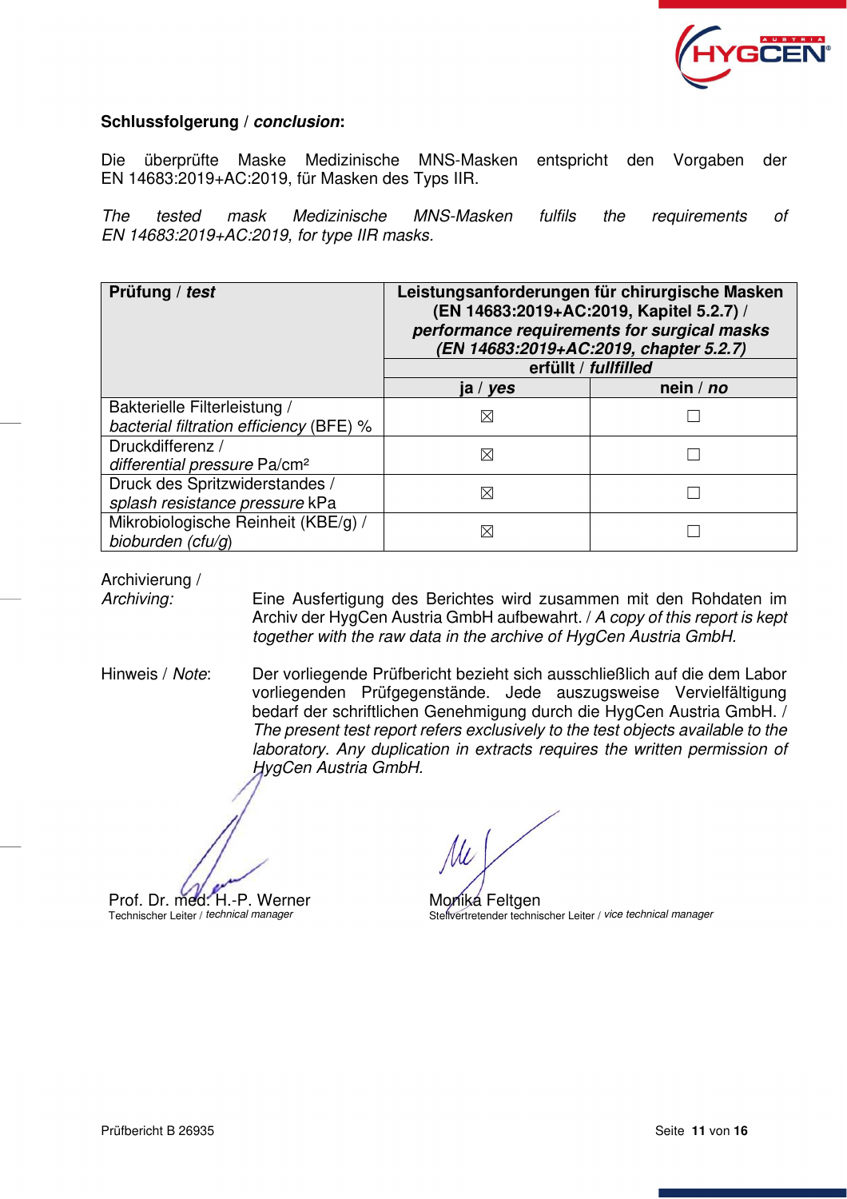**Schlussfolgerung / *conclusion*:**

Die überprüfte Maske Medizinische MNS-Masken entspricht den Vorgaben der EN 14683:2019+AC:2019, für Masken des Typs IIR.

*The tested mask Medizinische MNS-Masken fulfils the requirements of EN 14683:2019+AC:2019, for type IIR masks.*

| **Prüfung / *test*** | **Leistungsanforderungen für chirurgische Masken (EN 14683:2019+AC:2019, Kapitel 5.2.7) / *performance requirements for surgical masks (EN 14683:2019+AC:2019, chapter 5.2.7)*** | |
|---|---|---|
| | **erfüllt / *fullfilled*** | |
| | **ja / *yes*** | **nein / *no*** |
| Bakterielle Filterleistung / *bacterial filtration efficiency* (BFE) % | ☒ | ☐ |
| Druckdifferenz / *differential pressure* Pa/cm² | ☒ | ☐ |
| Druck des Spritzwiderstandes / *splash resistance pressure* kPa | ☒ | ☐ |
| Mikrobiologische Reinheit (KBE/g) / *bioburden (cfu/g)* | ☒ | ☐ |

Archivierung / *Archiving:* Eine Ausfertigung des Berichtes wird zusammen mit den Rohdaten im Archiv der HygCen Austria GmbH aufbewahrt. / *A copy of this report is kept together with the raw data in the archive of HygCen Austria GmbH.*

Hinweis / *Note*: Der vorliegende Prüfbericht bezieht sich ausschließlich auf die dem Labor vorliegenden Prüfgegenstände. Jede auszugsweise Vervielfältigung bedarf der schriftlichen Genehmigung durch die HygCen Austria GmbH. / *The present test report refers exclusively to the test objects available to the laboratory. Any duplication in extracts requires the written permission of HygCen Austria GmbH.*

Prof. Dr. med. H.-P. Werner
Technischer Leiter / *technical manager*

Monika Feltgen
Stellvertretender technischer Leiter / *vice technical manager*

Prüfbericht B 26935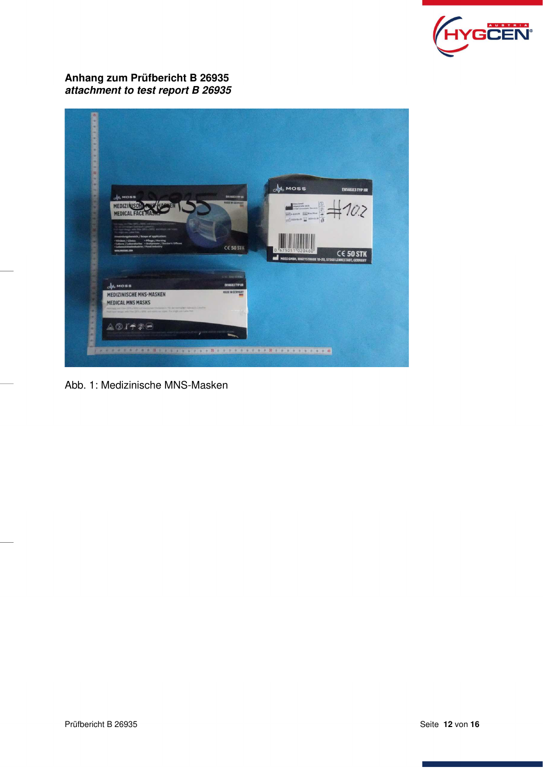**Anhang zum Prüfbericht B 26935**
***attachment to test report B 26935***

Abb. 1: Medizinische MNS-Masken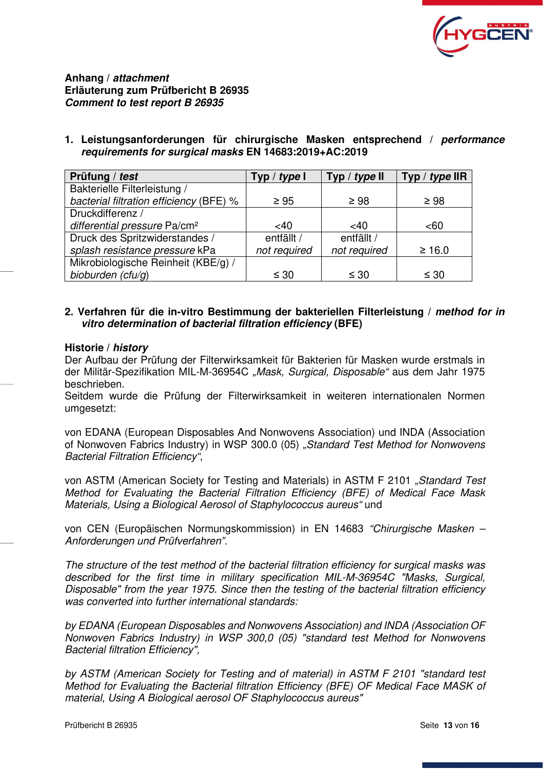**Anhang / *attachment***
**Erläuterung zum Prüfbericht B 26935**
***Comment to test report B 26935***

## 1. Leistungsanforderungen für chirurgische Masken entsprechend / *performance requirements for surgical masks* EN 14683:2019+AC:2019

| Prüfung / *test* | Typ / *type* I | Typ / *type* II | Typ / *type* IIR |
|---|---|---|---|
| Bakterielle Filterleistung / *bacterial filtration efficiency* (BFE) % | ≥ 95 | ≥ 98 | ≥ 98 |
| Druckdifferenz / *differential pressure* Pa/cm² | <40 | <40 | <60 |
| Druck des Spritzwiderstandes / *splash resistance pressure* kPa | entfällt / *not required* | entfällt / *not required* | ≥ 16.0 |
| Mikrobiologische Reinheit (KBE/g) / *bioburden (cfu/g)* | ≤ 30 | ≤ 30 | ≤ 30 |

## 2. Verfahren für die in-vitro Bestimmung der bakteriellen Filterleistung / *method for in vitro determination of bacterial filtration efficiency* (BFE)

**Historie / *history***

Der Aufbau der Prüfung der Filterwirksamkeit für Bakterien für Masken wurde erstmals in der Militär-Spezifikation MIL-M-36954C *„Mask, Surgical, Disposable“* aus dem Jahr 1975 beschrieben.
Seitdem wurde die Prüfung der Filterwirksamkeit in weiteren internationalen Normen umgesetzt:

von EDANA (European Disposables And Nonwovens Association) und INDA (Association of Nonwoven Fabrics Industry) in WSP 300.0 (05) *„Standard Test Method for Nonwovens Bacterial Filtration Efficiency“*,

von ASTM (American Society for Testing and Materials) in ASTM F 2101 *„Standard Test Method for Evaluating the Bacterial Filtration Efficiency (BFE) of Medical Face Mask Materials, Using a Biological Aerosol of Staphylococcus aureus“* und

von CEN (Europäischen Normungskommission) in EN 14683 *“Chirurgische Masken – Anforderungen und Prüfverfahren”*.

*The structure of the test method of the bacterial filtration efficiency for surgical masks was described for the first time in military specification MIL-M-36954C "Masks, Surgical, Disposable" from the year 1975. Since then the testing of the bacterial filtration efficiency was converted into further international standards:*

*by EDANA (European Disposables and Nonwovens Association) and INDA (Association OF Nonwoven Fabrics Industry) in WSP 300,0 (05) "standard test Method for Nonwovens Bacterial filtration Efficiency",*

*by ASTM (American Society for Testing and of material) in ASTM F 2101 "standard test Method for Evaluating the Bacterial filtration Efficiency (BFE) OF Medical Face MASK of material, Using A Biological aerosol OF Staphylococcus aureus"*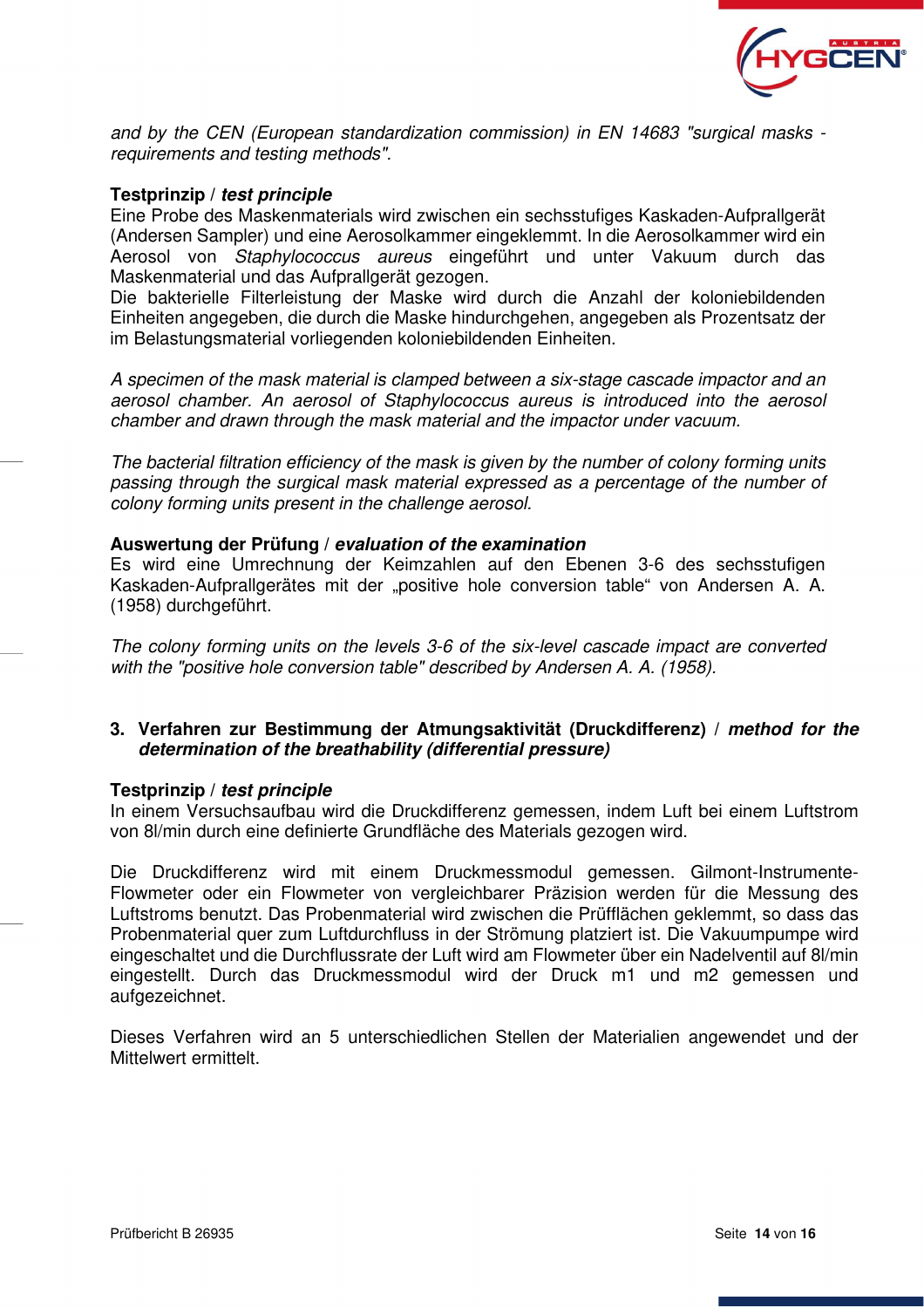*and by the CEN (European standardization commission) in EN 14683 "surgical masks - requirements and testing methods".*

**Testprinzip / *test principle***

Eine Probe des Maskenmaterials wird zwischen ein sechsstufiges Kaskaden-Aufprallgerät (Andersen Sampler) und eine Aerosolkammer eingeklemmt. In die Aerosolkammer wird ein Aerosol von *Staphylococcus aureus* eingeführt und unter Vakuum durch das Maskenmaterial und das Aufprallgerät gezogen.
Die bakterielle Filterleistung der Maske wird durch die Anzahl der koloniebildenden Einheiten angegeben, die durch die Maske hindurchgehen, angegeben als Prozentsatz der im Belastungsmaterial vorliegenden koloniebildenden Einheiten.

*A specimen of the mask material is clamped between a six-stage cascade impactor and an aerosol chamber. An aerosol of Staphylococcus aureus is introduced into the aerosol chamber and drawn through the mask material and the impactor under vacuum.*

*The bacterial filtration efficiency of the mask is given by the number of colony forming units passing through the surgical mask material expressed as a percentage of the number of colony forming units present in the challenge aerosol.*

**Auswertung der Prüfung / *evaluation of the examination***

Es wird eine Umrechnung der Keimzahlen auf den Ebenen 3-6 des sechsstufigen Kaskaden-Aufprallgerätes mit der „positive hole conversion table“ von Andersen A. A. (1958) durchgeführt.

*The colony forming units on the levels 3-6 of the six-level cascade impact are converted with the "positive hole conversion table" described by Andersen A. A. (1958).*

## 3. Verfahren zur Bestimmung der Atmungsaktivität (Druckdifferenz) / *method for the determination of the breathability (differential pressure)*

**Testprinzip / *test principle***

In einem Versuchsaufbau wird die Druckdifferenz gemessen, indem Luft bei einem Luftstrom von 8l/min durch eine definierte Grundfläche des Materials gezogen wird.

Die Druckdifferenz wird mit einem Druckmessmodul gemessen. Gilmont-Instrumente-Flowmeter oder ein Flowmeter von vergleichbarer Präzision werden für die Messung des Luftstroms benutzt. Das Probenmaterial wird zwischen die Prüfflächen geklemmt, so dass das Probenmaterial quer zum Luftdurchfluss in der Strömung platziert ist. Die Vakuumpumpe wird eingeschaltet und die Durchflussrate der Luft wird am Flowmeter über ein Nadelventil auf 8l/min eingestellt. Durch das Druckmessmodul wird der Druck m1 und m2 gemessen und aufgezeichnet.

Dieses Verfahren wird an 5 unterschiedlichen Stellen der Materialien angewendet und der Mittelwert ermittelt.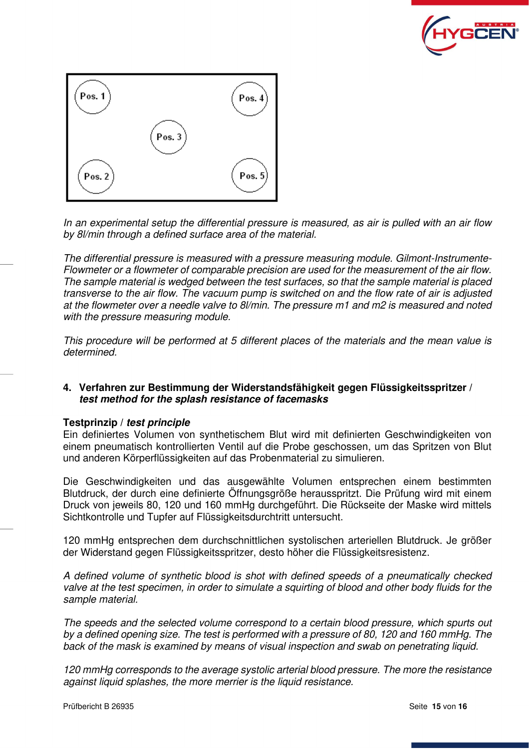Pos. 1 Pos. 4 Pos. 3 Pos. 2 Pos. 5

*In an experimental setup the differential pressure is measured, as air is pulled with an air flow by 8l/min through a defined surface area of the material.*

*The differential pressure is measured with a pressure measuring module. Gilmont-Instrumente-Flowmeter or a flowmeter of comparable precision are used for the measurement of the air flow. The sample material is wedged between the test surfaces, so that the sample material is placed transverse to the air flow. The vacuum pump is switched on and the flow rate of air is adjusted at the flowmeter over a needle valve to 8l/min. The pressure m1 and m2 is measured and noted with the pressure measuring module.*

*This procedure will be performed at 5 different places of the materials and the mean value is determined.*

## 4. Verfahren zur Bestimmung der Widerstandsfähigkeit gegen Flüssigkeitsspritzer / *test method for the splash resistance of facemasks*

**Testprinzip / *test principle***

Ein definiertes Volumen von synthetischem Blut wird mit definierten Geschwindigkeiten von einem pneumatisch kontrollierten Ventil auf die Probe geschossen, um das Spritzen von Blut und anderen Körperflüssigkeiten auf das Probenmaterial zu simulieren.

Die Geschwindigkeiten und das ausgewählte Volumen entsprechen einem bestimmten Blutdruck, der durch eine definierte Öffnungsgröße herausspritzt. Die Prüfung wird mit einem Druck von jeweils 80, 120 und 160 mmHg durchgeführt. Die Rückseite der Maske wird mittels Sichtkontrolle und Tupfer auf Flüssigkeitsdurchtritt untersucht.

120 mmHg entsprechen dem durchschnittlichen systolischen arteriellen Blutdruck. Je größer der Widerstand gegen Flüssigkeitsspritzer, desto höher die Flüssigkeitsresistenz.

*A defined volume of synthetic blood is shot with defined speeds of a pneumatically checked valve at the test specimen, in order to simulate a squirting of blood and other body fluids for the sample material.*

*The speeds and the selected volume correspond to a certain blood pressure, which spurts out by a defined opening size. The test is performed with a pressure of 80, 120 and 160 mmHg. The back of the mask is examined by means of visual inspection and swab on penetrating liquid.*

*120 mmHg corresponds to the average systolic arterial blood pressure. The more the resistance against liquid splashes, the more merrier is the liquid resistance.*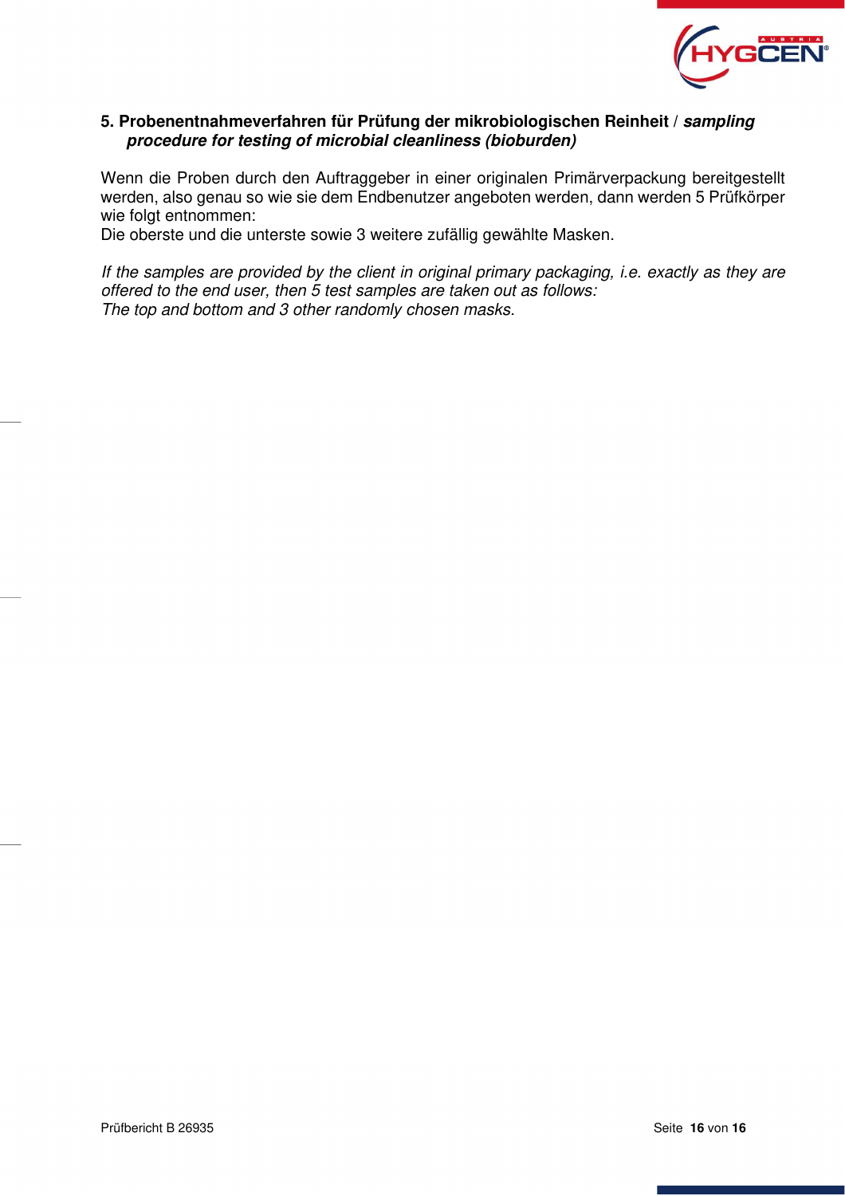## 5. Probenentnahmeverfahren für Prüfung der mikrobiologischen Reinheit / *sampling procedure for testing of microbial cleanliness (bioburden)*

Wenn die Proben durch den Auftraggeber in einer originalen Primärverpackung bereitgestellt werden, also genau so wie sie dem Endbenutzer angeboten werden, dann werden 5 Prüfkörper wie folgt entnommen:
Die oberste und die unterste sowie 3 weitere zufällig gewählte Masken.

*If the samples are provided by the client in original primary packaging, i.e. exactly as they are offered to the end user, then 5 test samples are taken out as follows:*
*The top and bottom and 3 other randomly chosen masks.*